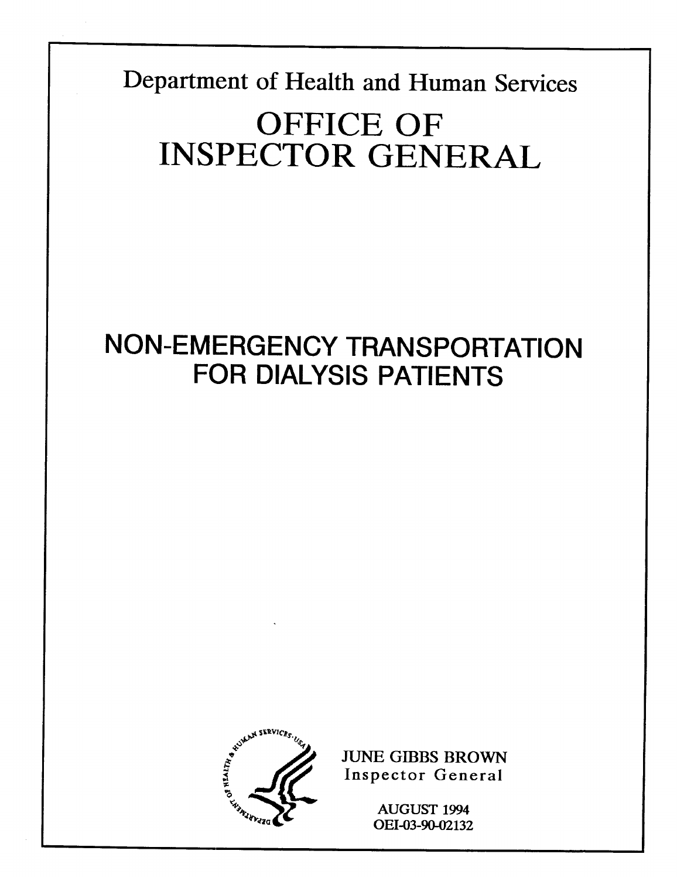Department of Health and Human Services

# OFFICE OF INSPECTOR GENERAL

# NON-EMERGENCY TRANSPORTATION FOR DIALYSIS PATIENTS

JUNE GIBBS BROWN
Inspector General

AUGUST 1994
OEI-03-90-02132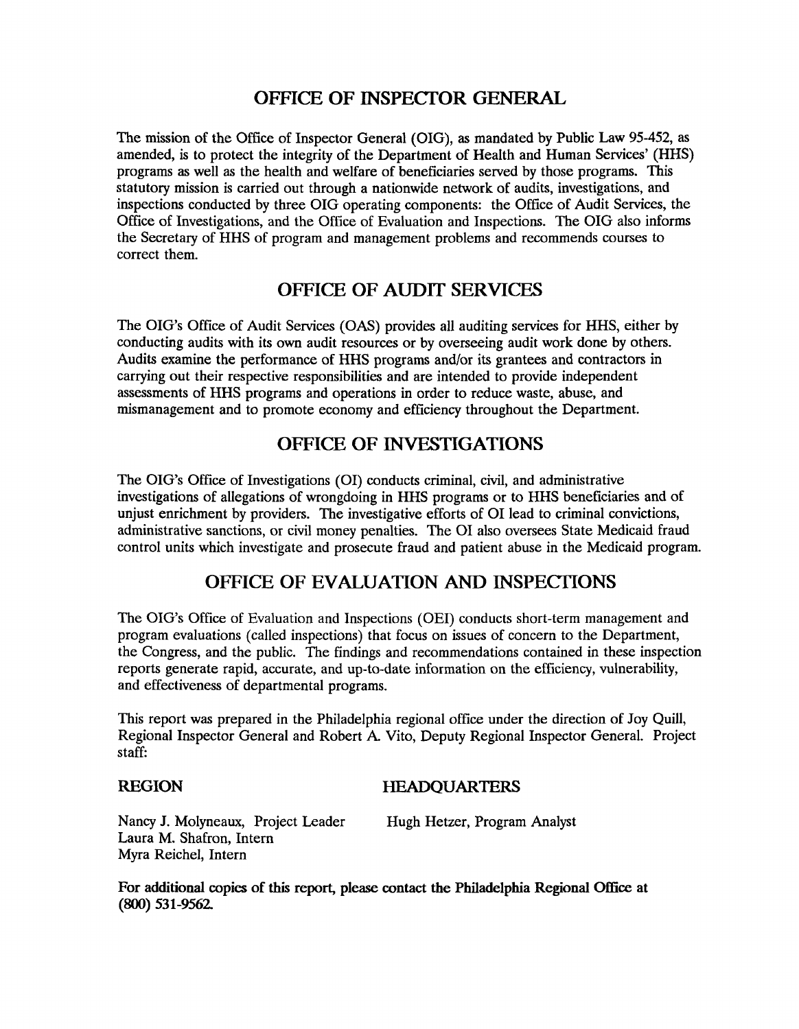# OFFICE OF INSPECTOR GENERAL

The mission of the Office of Inspector General (OIG), as mandated by Public Law 95-452, as amended, is to protect the integrity of the Department of Health and Human Services' (HHS) programs as well as the health and welfare of beneficiaries served by those programs. This statutory mission is carried out through a nationwide network of audits, investigations, and inspections conducted by three OIG operating components: the Office of Audit Services, the Office of Investigations, and the Office of Evaluation and Inspections. The OIG also informs the Secretary of HHS of program and management problems and recommends courses to correct them.

## OFFICE OF AUDIT SERVICES

The OIG's Office of Audit Services (OAS) provides all auditing services for HHS, either by conducting audits with its own audit resources or by overseeing audit work done by others. Audits examine the performance of HHS programs and/or its grantees and contractors in carrying out their respective responsibilities and are intended to provide independent assessments of HHS programs and operations in order to reduce waste, abuse, and mismanagement and to promote economy and efficiency throughout the Department.

## OFFICE OF INVESTIGATIONS

The OIG's Office of Investigations (OI) conducts criminal, civil, and administrative investigations of allegations of wrongdoing in HHS programs or to HHS beneficiaries and of unjust enrichment by providers. The investigative efforts of OI lead to criminal convictions, administrative sanctions, or civil money penalties. The OI also oversees State Medicaid fraud control units which investigate and prosecute fraud and patient abuse in the Medicaid program.

## OFFICE OF EVALUATION AND INSPECTIONS

The OIG's Office of Evaluation and Inspections (OEI) conducts short-term management and program evaluations (called inspections) that focus on issues of concern to the Department, the Congress, and the public. The findings and recommendations contained in these inspection reports generate rapid, accurate, and up-to-date information on the efficiency, vulnerability, and effectiveness of departmental programs.

This report was prepared in the Philadelphia regional office under the direction of Joy Quill, Regional Inspector General and Robert A. Vito, Deputy Regional Inspector General. Project staff:

| REGION | HEADQUARTERS |
|---|---|
| Nancy J. Molyneaux, Project Leader | Hugh Hetzer, Program Analyst |
| Laura M. Shafron, Intern | |
| Myra Reichel, Intern | |

**For additional copies of this report, please contact the Philadelphia Regional Office at (800) 531-9562.**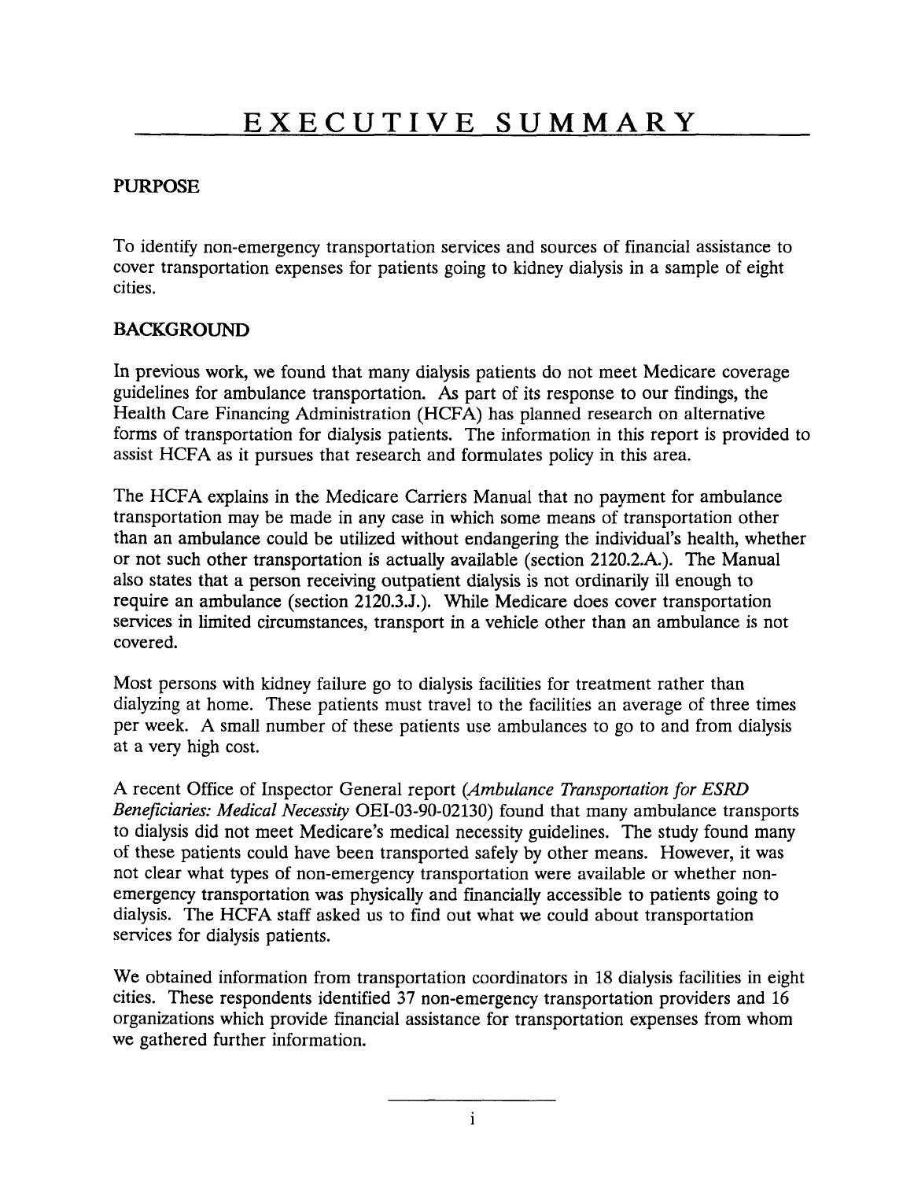# EXECUTIVE SUMMARY

## PURPOSE

To identify non-emergency transportation services and sources of financial assistance to cover transportation expenses for patients going to kidney dialysis in a sample of eight cities.

## BACKGROUND

In previous work, we found that many dialysis patients do not meet Medicare coverage guidelines for ambulance transportation. As part of its response to our findings, the Health Care Financing Administration (HCFA) has planned research on alternative forms of transportation for dialysis patients. The information in this report is provided to assist HCFA as it pursues that research and formulates policy in this area.

The HCFA explains in the Medicare Carriers Manual that no payment for ambulance transportation may be made in any case in which some means of transportation other than an ambulance could be utilized without endangering the individual's health, whether or not such other transportation is actually available (section 2120.2.A.). The Manual also states that a person receiving outpatient dialysis is not ordinarily ill enough to require an ambulance (section 2120.3.J.). While Medicare does cover transportation services in limited circumstances, transport in a vehicle other than an ambulance is not covered.

Most persons with kidney failure go to dialysis facilities for treatment rather than dialyzing at home. These patients must travel to the facilities an average of three times per week. A small number of these patients use ambulances to go to and from dialysis at a very high cost.

A recent Office of Inspector General report (*Ambulance Transportation for ESRD Beneficiaries: Medical Necessity* OEI-03-90-02130) found that many ambulance transports to dialysis did not meet Medicare's medical necessity guidelines. The study found many of these patients could have been transported safely by other means. However, it was not clear what types of non-emergency transportation were available or whether non-emergency transportation was physically and financially accessible to patients going to dialysis. The HCFA staff asked us to find out what we could about transportation services for dialysis patients.

We obtained information from transportation coordinators in 18 dialysis facilities in eight cities. These respondents identified 37 non-emergency transportation providers and 16 organizations which provide financial assistance for transportation expenses from whom we gathered further information.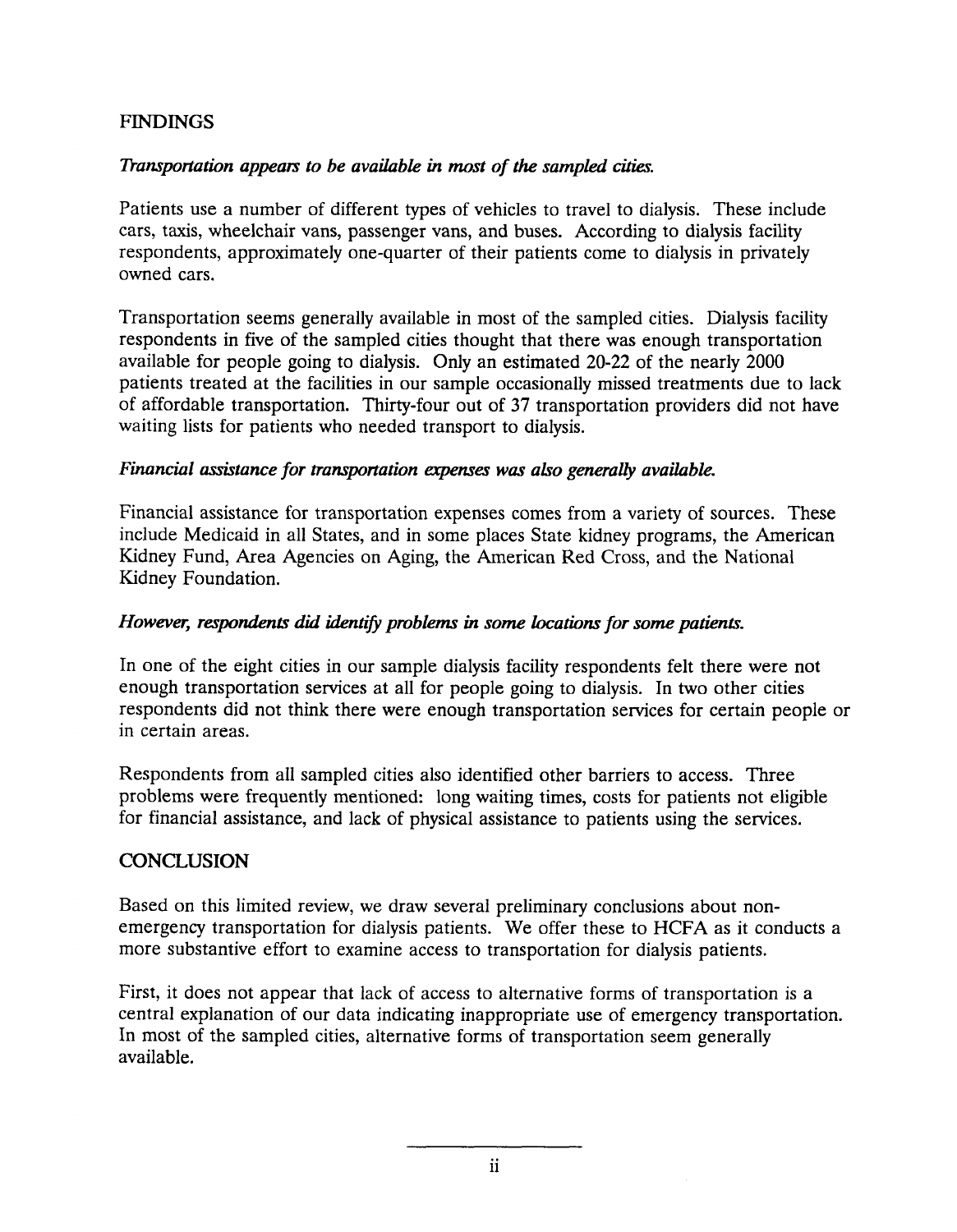## FINDINGS

*Transportation appears to be available in most of the sampled cities.*

Patients use a number of different types of vehicles to travel to dialysis. These include cars, taxis, wheelchair vans, passenger vans, and buses. According to dialysis facility respondents, approximately one-quarter of their patients come to dialysis in privately owned cars.

Transportation seems generally available in most of the sampled cities. Dialysis facility respondents in five of the sampled cities thought that there was enough transportation available for people going to dialysis. Only an estimated 20-22 of the nearly 2000 patients treated at the facilities in our sample occasionally missed treatments due to lack of affordable transportation. Thirty-four out of 37 transportation providers did not have waiting lists for patients who needed transport to dialysis.

*Financial assistance for transportation expenses was also generally available.*

Financial assistance for transportation expenses comes from a variety of sources. These include Medicaid in all States, and in some places State kidney programs, the American Kidney Fund, Area Agencies on Aging, the American Red Cross, and the National Kidney Foundation.

*However, respondents did identify problems in some locations for some patients.*

In one of the eight cities in our sample dialysis facility respondents felt there were not enough transportation services at all for people going to dialysis. In two other cities respondents did not think there were enough transportation services for certain people or in certain areas.

Respondents from all sampled cities also identified other barriers to access. Three problems were frequently mentioned: long waiting times, costs for patients not eligible for financial assistance, and lack of physical assistance to patients using the services.

## CONCLUSION

Based on this limited review, we draw several preliminary conclusions about non-emergency transportation for dialysis patients. We offer these to HCFA as it conducts a more substantive effort to examine access to transportation for dialysis patients.

First, it does not appear that lack of access to alternative forms of transportation is a central explanation of our data indicating inappropriate use of emergency transportation. In most of the sampled cities, alternative forms of transportation seem generally available.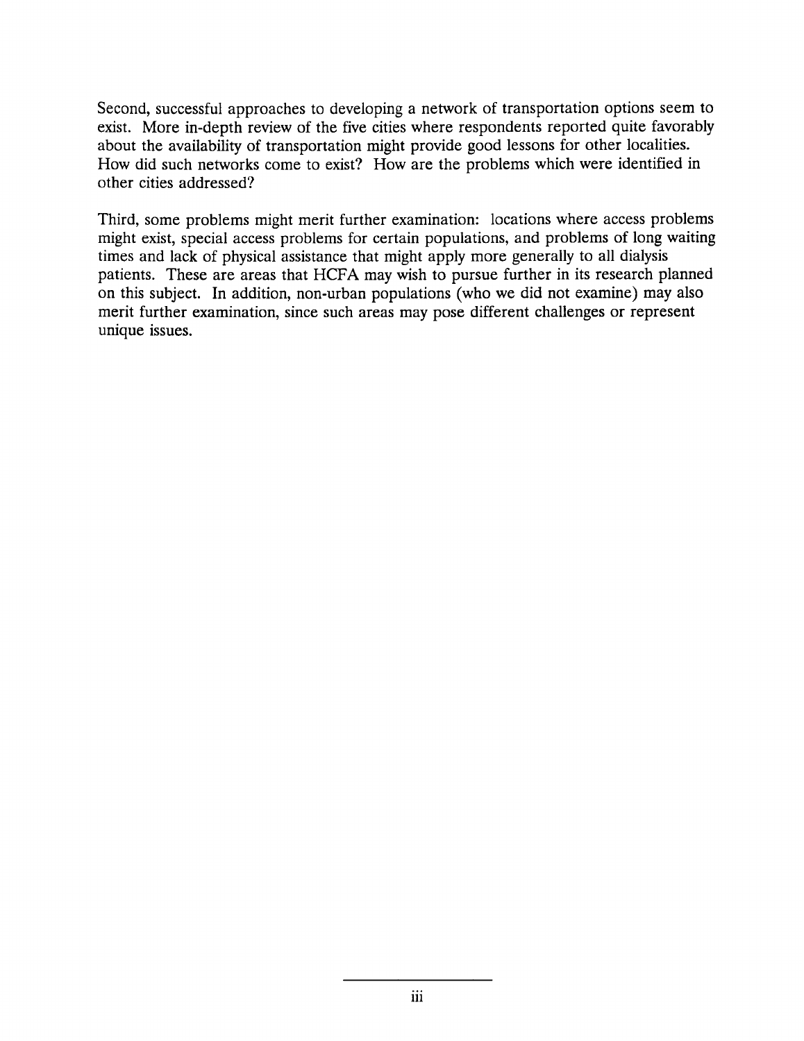Second, successful approaches to developing a network of transportation options seem to exist. More in-depth review of the five cities where respondents reported quite favorably about the availability of transportation might provide good lessons for other localities. How did such networks come to exist? How are the problems which were identified in other cities addressed?

Third, some problems might merit further examination: locations where access problems might exist, special access problems for certain populations, and problems of long waiting times and lack of physical assistance that might apply more generally to all dialysis patients. These are areas that HCFA may wish to pursue further in its research planned on this subject. In addition, non-urban populations (who we did not examine) may also merit further examination, since such areas may pose different challenges or represent unique issues.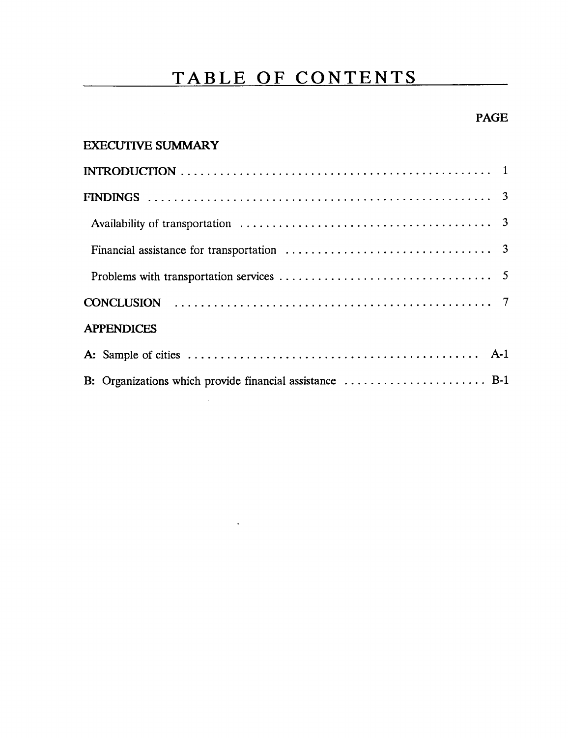# TABLE OF CONTENTS

| | PAGE |
|---|---|
| **EXECUTIVE SUMMARY** | |
| **INTRODUCTION** | 1 |
| **FINDINGS** | 3 |
| Availability of transportation | 3 |
| Financial assistance for transportation | 3 |
| Problems with transportation services | 5 |
| **CONCLUSION** | 7 |
| **APPENDICES** | |
| **A:** Sample of cities | A-1 |
| **B:** Organizations which provide financial assistance | B-1 |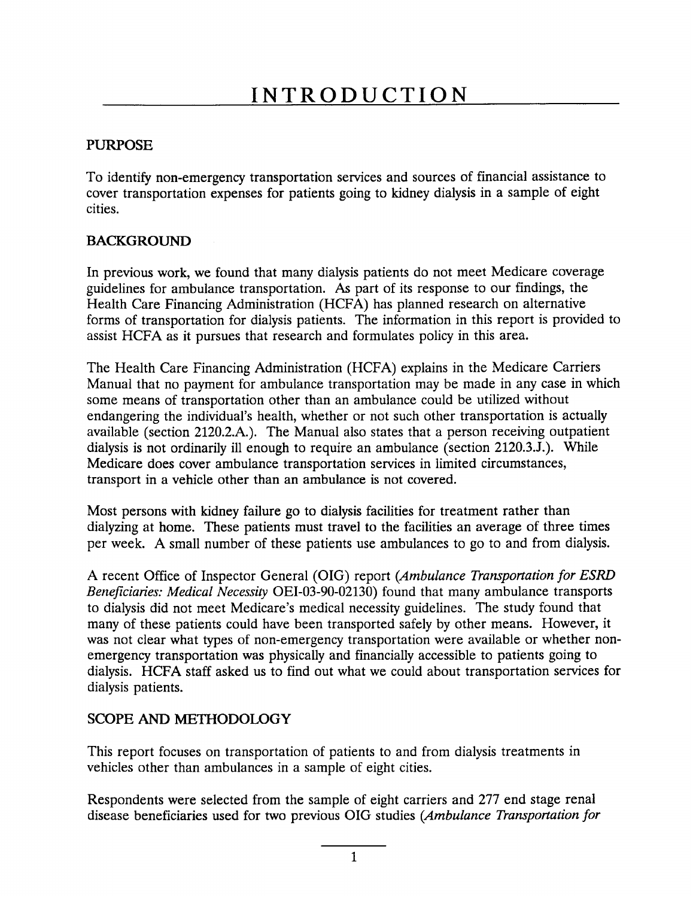# INTRODUCTION

## PURPOSE

To identify non-emergency transportation services and sources of financial assistance to cover transportation expenses for patients going to kidney dialysis in a sample of eight cities.

## BACKGROUND

In previous work, we found that many dialysis patients do not meet Medicare coverage guidelines for ambulance transportation. As part of its response to our findings, the Health Care Financing Administration (HCFA) has planned research on alternative forms of transportation for dialysis patients. The information in this report is provided to assist HCFA as it pursues that research and formulates policy in this area.

The Health Care Financing Administration (HCFA) explains in the Medicare Carriers Manual that no payment for ambulance transportation may be made in any case in which some means of transportation other than an ambulance could be utilized without endangering the individual's health, whether or not such other transportation is actually available (section 2120.2.A.). The Manual also states that a person receiving outpatient dialysis is not ordinarily ill enough to require an ambulance (section 2120.3.J.). While Medicare does cover ambulance transportation services in limited circumstances, transport in a vehicle other than an ambulance is not covered.

Most persons with kidney failure go to dialysis facilities for treatment rather than dialyzing at home. These patients must travel to the facilities an average of three times per week. A small number of these patients use ambulances to go to and from dialysis.

A recent Office of Inspector General (OIG) report (*Ambulance Transportation for ESRD Beneficiaries: Medical Necessity* OEI-03-90-02130) found that many ambulance transports to dialysis did not meet Medicare's medical necessity guidelines. The study found that many of these patients could have been transported safely by other means. However, it was not clear what types of non-emergency transportation were available or whether non-emergency transportation was physically and financially accessible to patients going to dialysis. HCFA staff asked us to find out what we could about transportation services for dialysis patients.

## SCOPE AND METHODOLOGY

This report focuses on transportation of patients to and from dialysis treatments in vehicles other than ambulances in a sample of eight cities.

Respondents were selected from the sample of eight carriers and 277 end stage renal disease beneficiaries used for two previous OIG studies (*Ambulance Transportation for*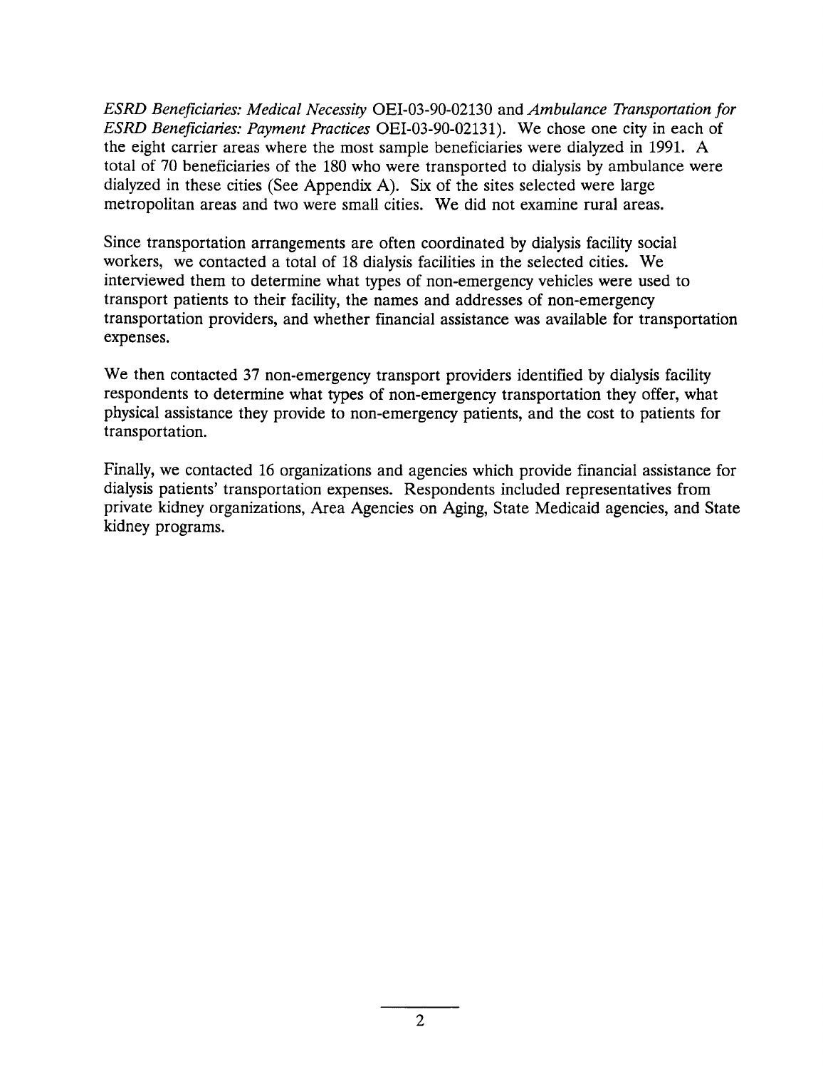*ESRD Beneficiaries: Medical Necessity* OEI-03-90-02130 and *Ambulance Transportation for ESRD Beneficiaries: Payment Practices* OEI-03-90-02131). We chose one city in each of the eight carrier areas where the most sample beneficiaries were dialyzed in 1991. A total of 70 beneficiaries of the 180 who were transported to dialysis by ambulance were dialyzed in these cities (See Appendix A). Six of the sites selected were large metropolitan areas and two were small cities. We did not examine rural areas.

Since transportation arrangements are often coordinated by dialysis facility social workers, we contacted a total of 18 dialysis facilities in the selected cities. We interviewed them to determine what types of non-emergency vehicles were used to transport patients to their facility, the names and addresses of non-emergency transportation providers, and whether financial assistance was available for transportation expenses.

We then contacted 37 non-emergency transport providers identified by dialysis facility respondents to determine what types of non-emergency transportation they offer, what physical assistance they provide to non-emergency patients, and the cost to patients for transportation.

Finally, we contacted 16 organizations and agencies which provide financial assistance for dialysis patients' transportation expenses. Respondents included representatives from private kidney organizations, Area Agencies on Aging, State Medicaid agencies, and State kidney programs.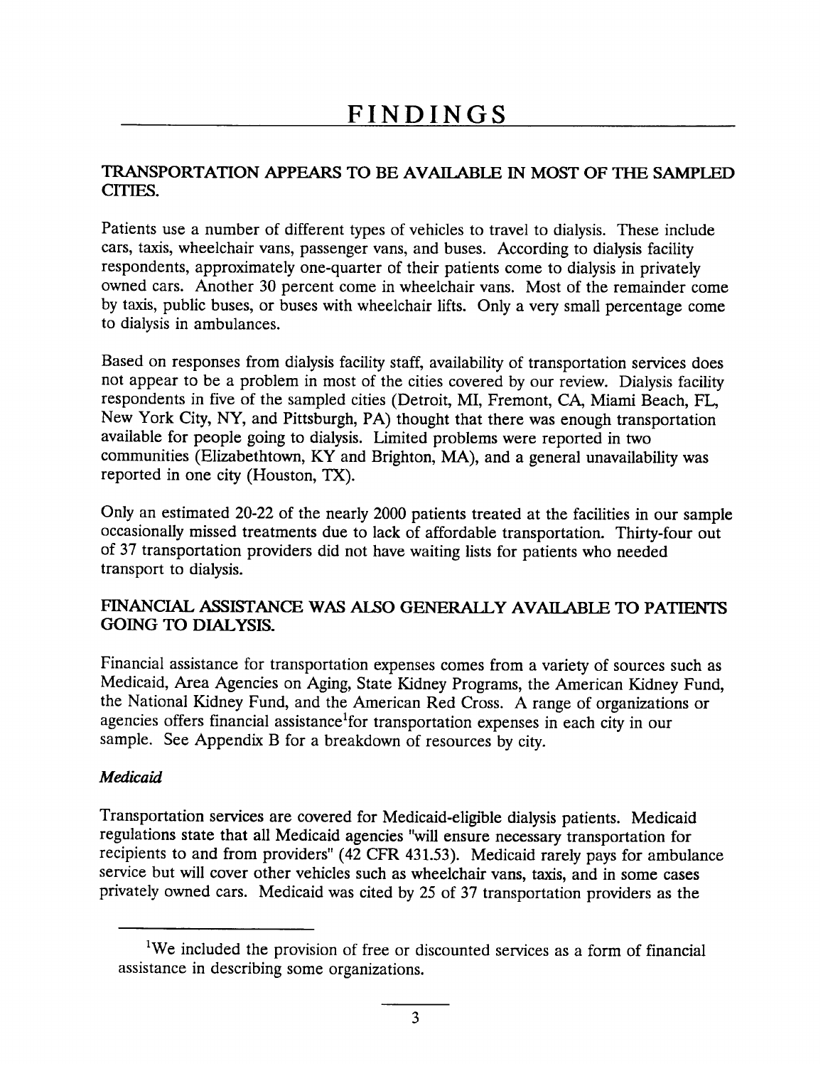# FINDINGS

## TRANSPORTATION APPEARS TO BE AVAILABLE IN MOST OF THE SAMPLED CITIES.

Patients use a number of different types of vehicles to travel to dialysis. These include cars, taxis, wheelchair vans, passenger vans, and buses. According to dialysis facility respondents, approximately one-quarter of their patients come to dialysis in privately owned cars. Another 30 percent come in wheelchair vans. Most of the remainder come by taxis, public buses, or buses with wheelchair lifts. Only a very small percentage come to dialysis in ambulances.

Based on responses from dialysis facility staff, availability of transportation services does not appear to be a problem in most of the cities covered by our review. Dialysis facility respondents in five of the sampled cities (Detroit, MI, Fremont, CA, Miami Beach, FL, New York City, NY, and Pittsburgh, PA) thought that there was enough transportation available for people going to dialysis. Limited problems were reported in two communities (Elizabethtown, KY and Brighton, MA), and a general unavailability was reported in one city (Houston, TX).

Only an estimated 20-22 of the nearly 2000 patients treated at the facilities in our sample occasionally missed treatments due to lack of affordable transportation. Thirty-four out of 37 transportation providers did not have waiting lists for patients who needed transport to dialysis.

## FINANCIAL ASSISTANCE WAS ALSO GENERALLY AVAILABLE TO PATIENTS GOING TO DIALYSIS.

Financial assistance for transportation expenses comes from a variety of sources such as Medicaid, Area Agencies on Aging, State Kidney Programs, the American Kidney Fund, the National Kidney Fund, and the American Red Cross. A range of organizations or agencies offers financial assistance[1] for transportation expenses in each city in our sample. See Appendix B for a breakdown of resources by city.

### *Medicaid*

Transportation services are covered for Medicaid-eligible dialysis patients. Medicaid regulations state that all Medicaid agencies "will ensure necessary transportation for recipients to and from providers" (42 CFR 431.53). Medicaid rarely pays for ambulance service but will cover other vehicles such as wheelchair vans, taxis, and in some cases privately owned cars. Medicaid was cited by 25 of 37 transportation providers as the

[1] We included the provision of free or discounted services as a form of financial assistance in describing some organizations.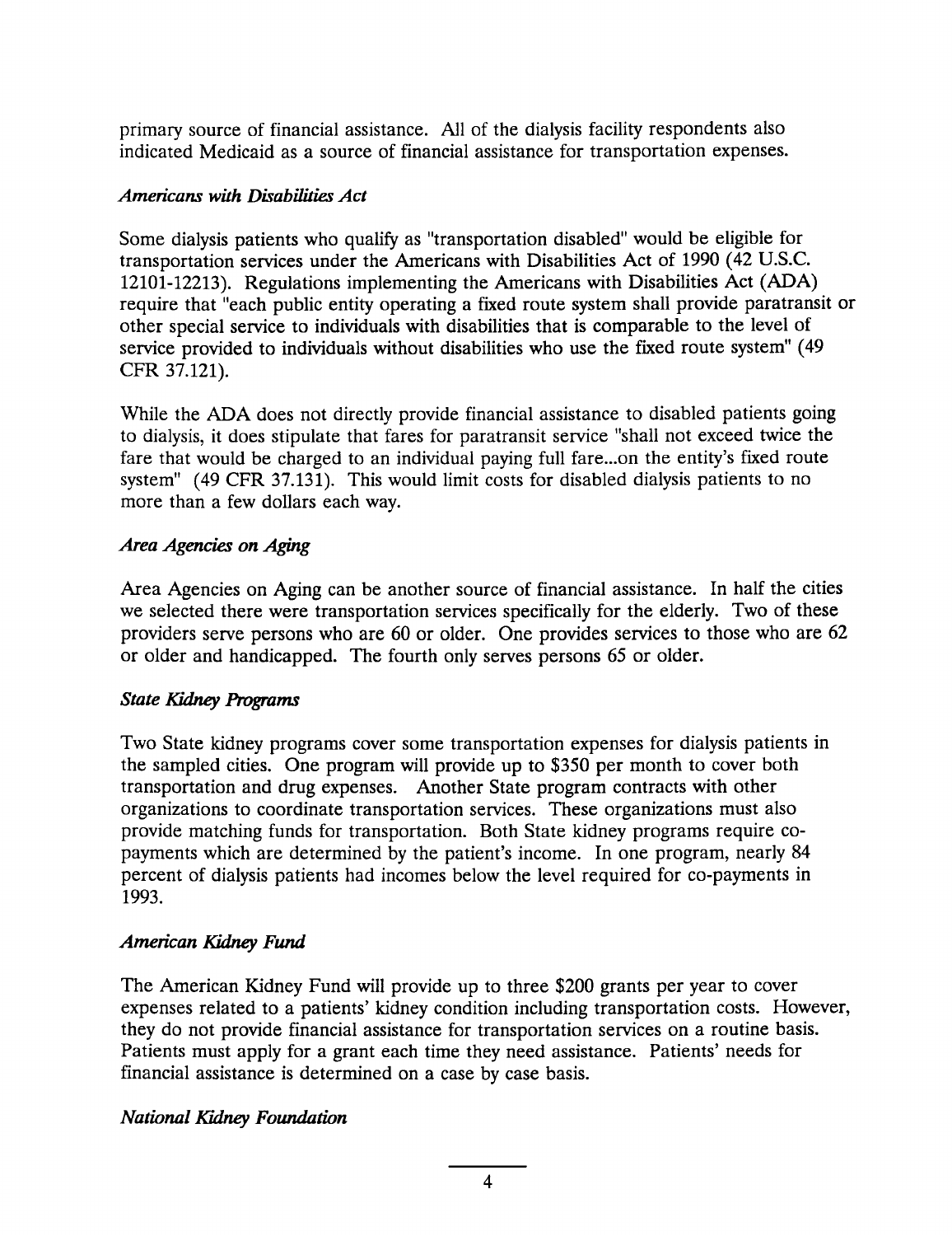primary source of financial assistance. All of the dialysis facility respondents also indicated Medicaid as a source of financial assistance for transportation expenses.

### *Americans with Disabilities Act*

Some dialysis patients who qualify as "transportation disabled" would be eligible for transportation services under the Americans with Disabilities Act of 1990 (42 U.S.C. 12101-12213). Regulations implementing the Americans with Disabilities Act (ADA) require that "each public entity operating a fixed route system shall provide paratransit or other special service to individuals with disabilities that is comparable to the level of service provided to individuals without disabilities who use the fixed route system" (49 CFR 37.121).

While the ADA does not directly provide financial assistance to disabled patients going to dialysis, it does stipulate that fares for paratransit service "shall not exceed twice the fare that would be charged to an individual paying full fare...on the entity's fixed route system" (49 CFR 37.131). This would limit costs for disabled dialysis patients to no more than a few dollars each way.

### *Area Agencies on Aging*

Area Agencies on Aging can be another source of financial assistance. In half the cities we selected there were transportation services specifically for the elderly. Two of these providers serve persons who are 60 or older. One provides services to those who are 62 or older and handicapped. The fourth only serves persons 65 or older.

### *State Kidney Programs*

Two State kidney programs cover some transportation expenses for dialysis patients in the sampled cities. One program will provide up to $350 per month to cover both transportation and drug expenses. Another State program contracts with other organizations to coordinate transportation services. These organizations must also provide matching funds for transportation. Both State kidney programs require co-payments which are determined by the patient's income. In one program, nearly 84 percent of dialysis patients had incomes below the level required for co-payments in 1993.

### *American Kidney Fund*

The American Kidney Fund will provide up to three $200 grants per year to cover expenses related to a patients' kidney condition including transportation costs. However, they do not provide financial assistance for transportation services on a routine basis. Patients must apply for a grant each time they need assistance. Patients' needs for financial assistance is determined on a case by case basis.

### *National Kidney Foundation*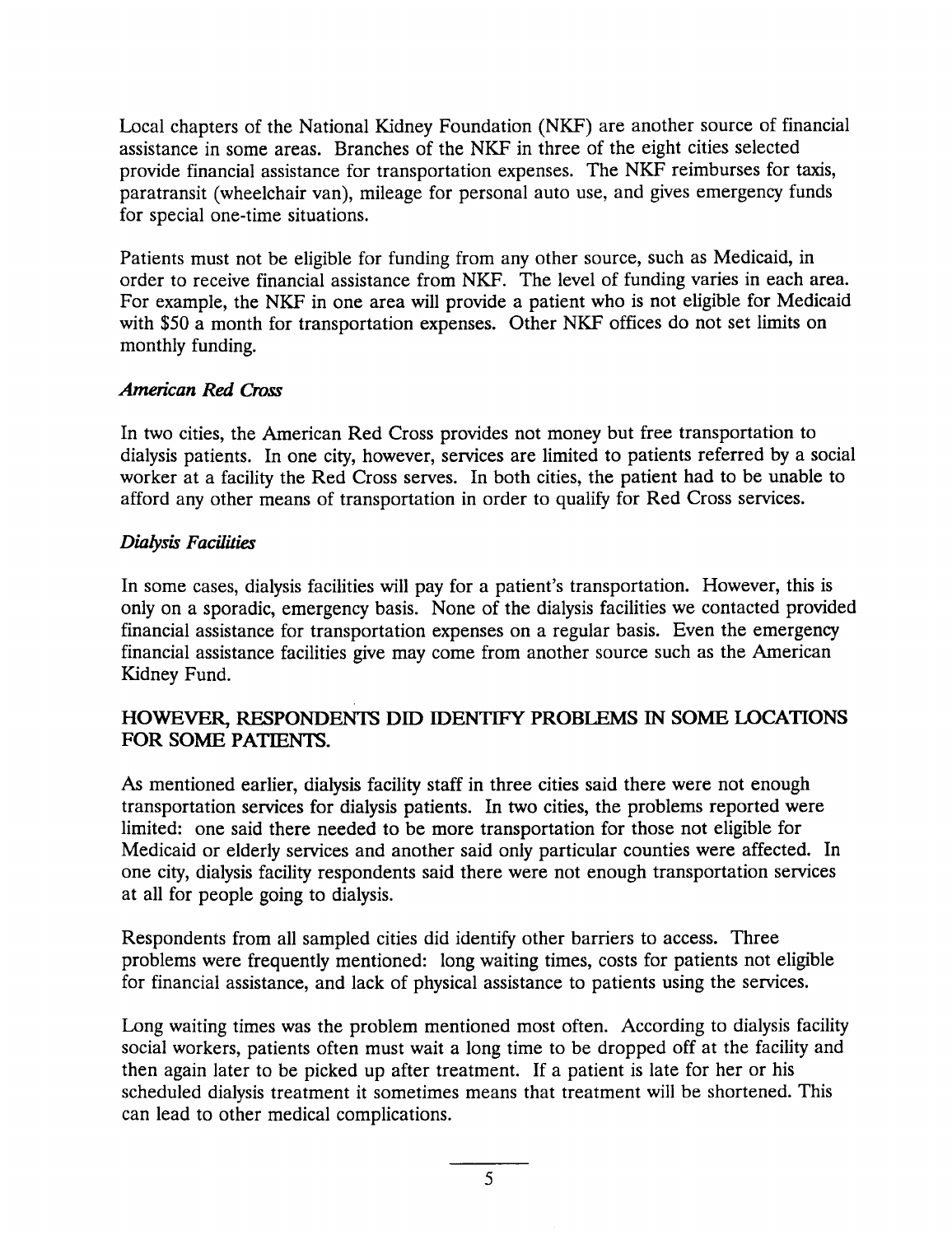Local chapters of the National Kidney Foundation (NKF) are another source of financial assistance in some areas. Branches of the NKF in three of the eight cities selected provide financial assistance for transportation expenses. The NKF reimburses for taxis, paratransit (wheelchair van), mileage for personal auto use, and gives emergency funds for special one-time situations.

Patients must not be eligible for funding from any other source, such as Medicaid, in order to receive financial assistance from NKF. The level of funding varies in each area. For example, the NKF in one area will provide a patient who is not eligible for Medicaid with $50 a month for transportation expenses. Other NKF offices do not set limits on monthly funding.

### *American Red Cross*

In two cities, the American Red Cross provides not money but free transportation to dialysis patients. In one city, however, services are limited to patients referred by a social worker at a facility the Red Cross serves. In both cities, the patient had to be unable to afford any other means of transportation in order to qualify for Red Cross services.

### *Dialysis Facilities*

In some cases, dialysis facilities will pay for a patient's transportation. However, this is only on a sporadic, emergency basis. None of the dialysis facilities we contacted provided financial assistance for transportation expenses on a regular basis. Even the emergency financial assistance facilities give may come from another source such as the American Kidney Fund.

## HOWEVER, RESPONDENTS DID IDENTIFY PROBLEMS IN SOME LOCATIONS FOR SOME PATIENTS.

As mentioned earlier, dialysis facility staff in three cities said there were not enough transportation services for dialysis patients. In two cities, the problems reported were limited: one said there needed to be more transportation for those not eligible for Medicaid or elderly services and another said only particular counties were affected. In one city, dialysis facility respondents said there were not enough transportation services at all for people going to dialysis.

Respondents from all sampled cities did identify other barriers to access. Three problems were frequently mentioned: long waiting times, costs for patients not eligible for financial assistance, and lack of physical assistance to patients using the services.

Long waiting times was the problem mentioned most often. According to dialysis facility social workers, patients often must wait a long time to be dropped off at the facility and then again later to be picked up after treatment. If a patient is late for her or his scheduled dialysis treatment it sometimes means that treatment will be shortened. This can lead to other medical complications.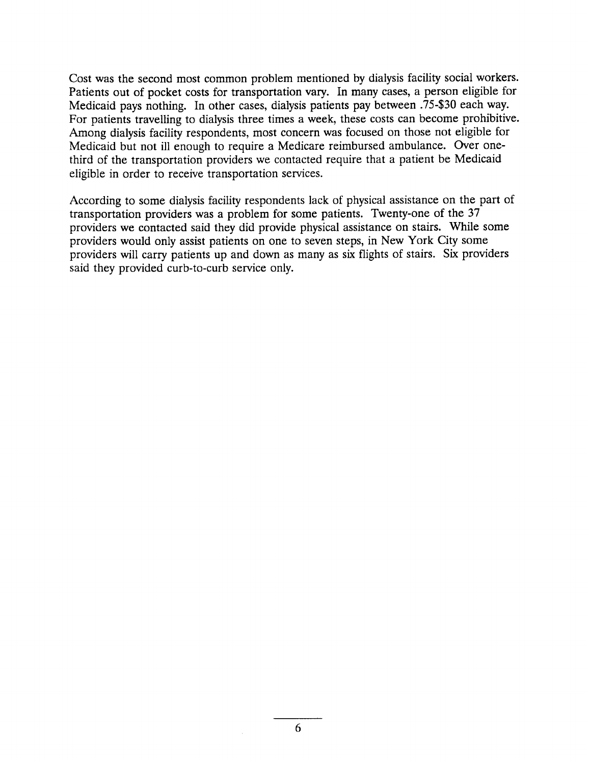Cost was the second most common problem mentioned by dialysis facility social workers. Patients out of pocket costs for transportation vary. In many cases, a person eligible for Medicaid pays nothing. In other cases, dialysis patients pay between .75-$30 each way. For patients travelling to dialysis three times a week, these costs can become prohibitive. Among dialysis facility respondents, most concern was focused on those not eligible for Medicaid but not ill enough to require a Medicare reimbursed ambulance. Over one-third of the transportation providers we contacted require that a patient be Medicaid eligible in order to receive transportation services.

According to some dialysis facility respondents lack of physical assistance on the part of transportation providers was a problem for some patients. Twenty-one of the 37 providers we contacted said they did provide physical assistance on stairs. While some providers would only assist patients on one to seven steps, in New York City some providers will carry patients up and down as many as six flights of stairs. Six providers said they provided curb-to-curb service only.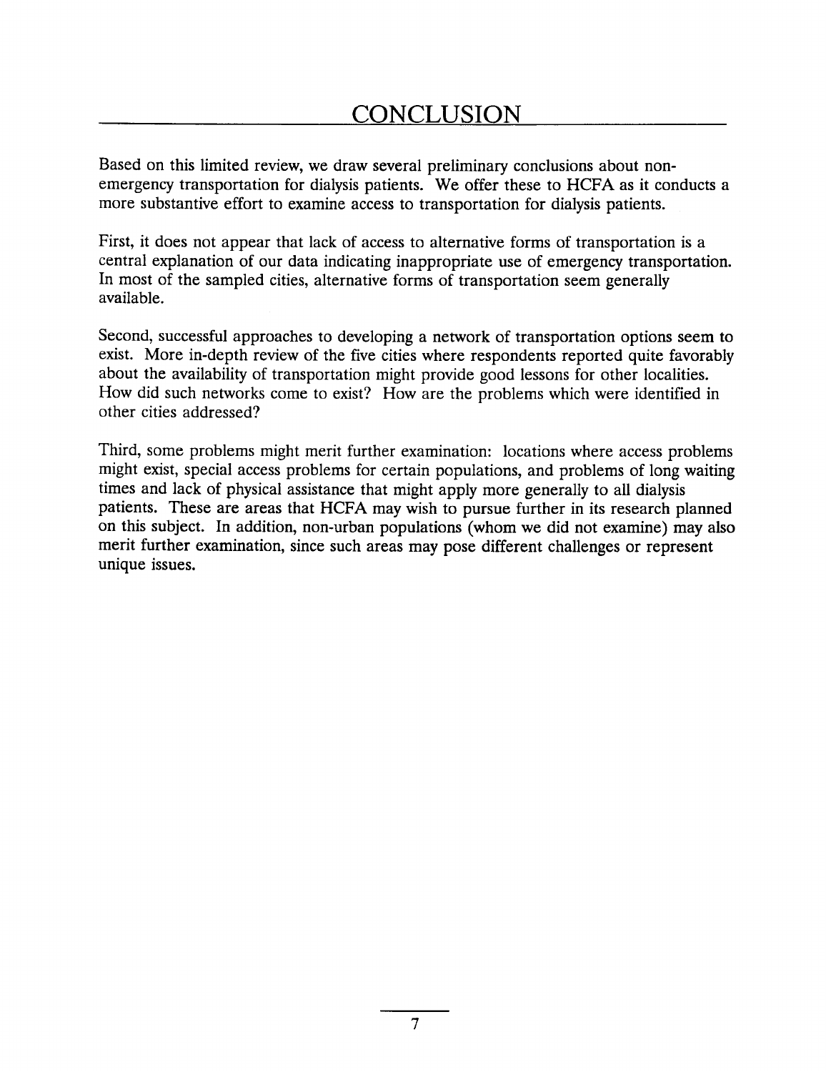# CONCLUSION

Based on this limited review, we draw several preliminary conclusions about non-emergency transportation for dialysis patients. We offer these to HCFA as it conducts a more substantive effort to examine access to transportation for dialysis patients.

First, it does not appear that lack of access to alternative forms of transportation is a central explanation of our data indicating inappropriate use of emergency transportation. In most of the sampled cities, alternative forms of transportation seem generally available.

Second, successful approaches to developing a network of transportation options seem to exist. More in-depth review of the five cities where respondents reported quite favorably about the availability of transportation might provide good lessons for other localities. How did such networks come to exist? How are the problems which were identified in other cities addressed?

Third, some problems might merit further examination: locations where access problems might exist, special access problems for certain populations, and problems of long waiting times and lack of physical assistance that might apply more generally to all dialysis patients. These are areas that HCFA may wish to pursue further in its research planned on this subject. In addition, non-urban populations (whom we did not examine) may also merit further examination, since such areas may pose different challenges or represent unique issues.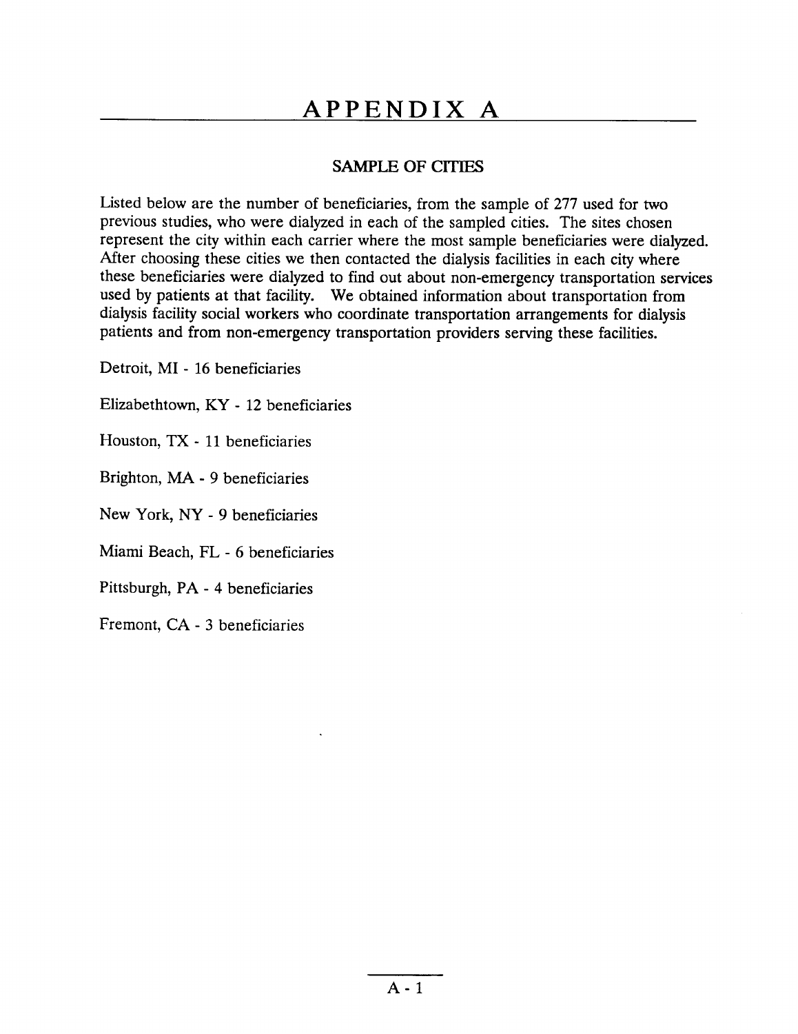# APPENDIX A

## SAMPLE OF CITIES

Listed below are the number of beneficiaries, from the sample of 277 used for two previous studies, who were dialyzed in each of the sampled cities. The sites chosen represent the city within each carrier where the most sample beneficiaries were dialyzed. After choosing these cities we then contacted the dialysis facilities in each city where these beneficiaries were dialyzed to find out about non-emergency transportation services used by patients at that facility. We obtained information about transportation from dialysis facility social workers who coordinate transportation arrangements for dialysis patients and from non-emergency transportation providers serving these facilities.

Detroit, MI - 16 beneficiaries

Elizabethtown, KY - 12 beneficiaries

Houston, TX - 11 beneficiaries

Brighton, MA - 9 beneficiaries

New York, NY - 9 beneficiaries

Miami Beach, FL - 6 beneficiaries

Pittsburgh, PA - 4 beneficiaries

Fremont, CA - 3 beneficiaries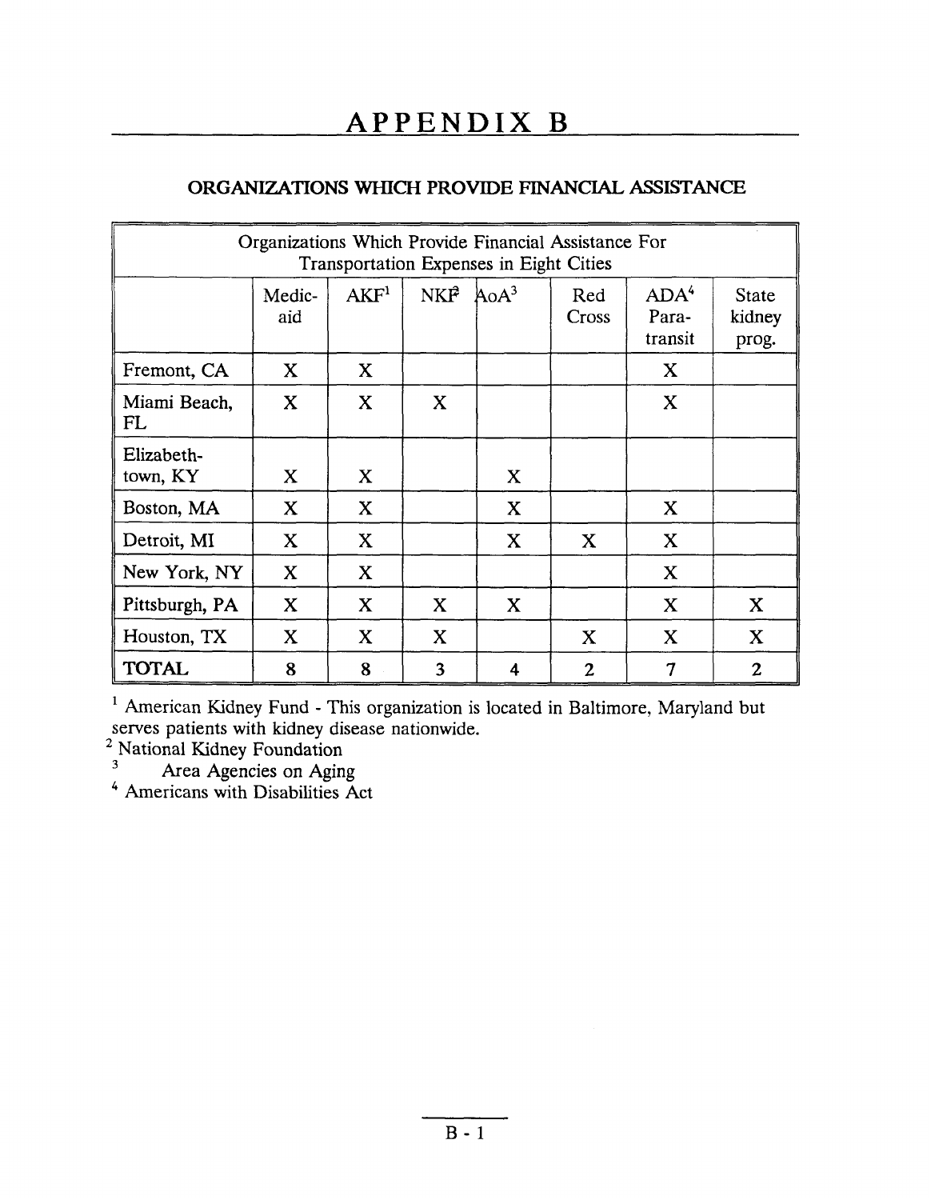# APPENDIX B

## ORGANIZATIONS WHICH PROVIDE FINANCIAL ASSISTANCE

| Organizations Which Provide Financial Assistance For Transportation Expenses in Eight Cities | | | | | | | |
|---|---|---|---|---|---|---|---|
| | Medicaid | AKF[1] | NKF[2] | AoA[3] | Red Cross | ADA[4] Paratransit | State kidney prog. |
| Fremont, CA | X | X | | | | X | |
| Miami Beach, FL | X | X | X | | | X | |
| Elizabethtown, KY | X | X | | X | | | |
| Boston, MA | X | X | | X | | X | |
| Detroit, MI | X | X | | X | X | X | |
| New York, NY | X | X | | | | X | |
| Pittsburgh, PA | X | X | X | X | | X | X |
| Houston, TX | X | X | X | | X | X | X |
| **TOTAL** | 8 | 8 | 3 | 4 | 2 | 7 | 2 |

[1] American Kidney Fund - This organization is located in Baltimore, Maryland but serves patients with kidney disease nationwide.
[2] National Kidney Foundation
[3] Area Agencies on Aging
[4] Americans with Disabilities Act